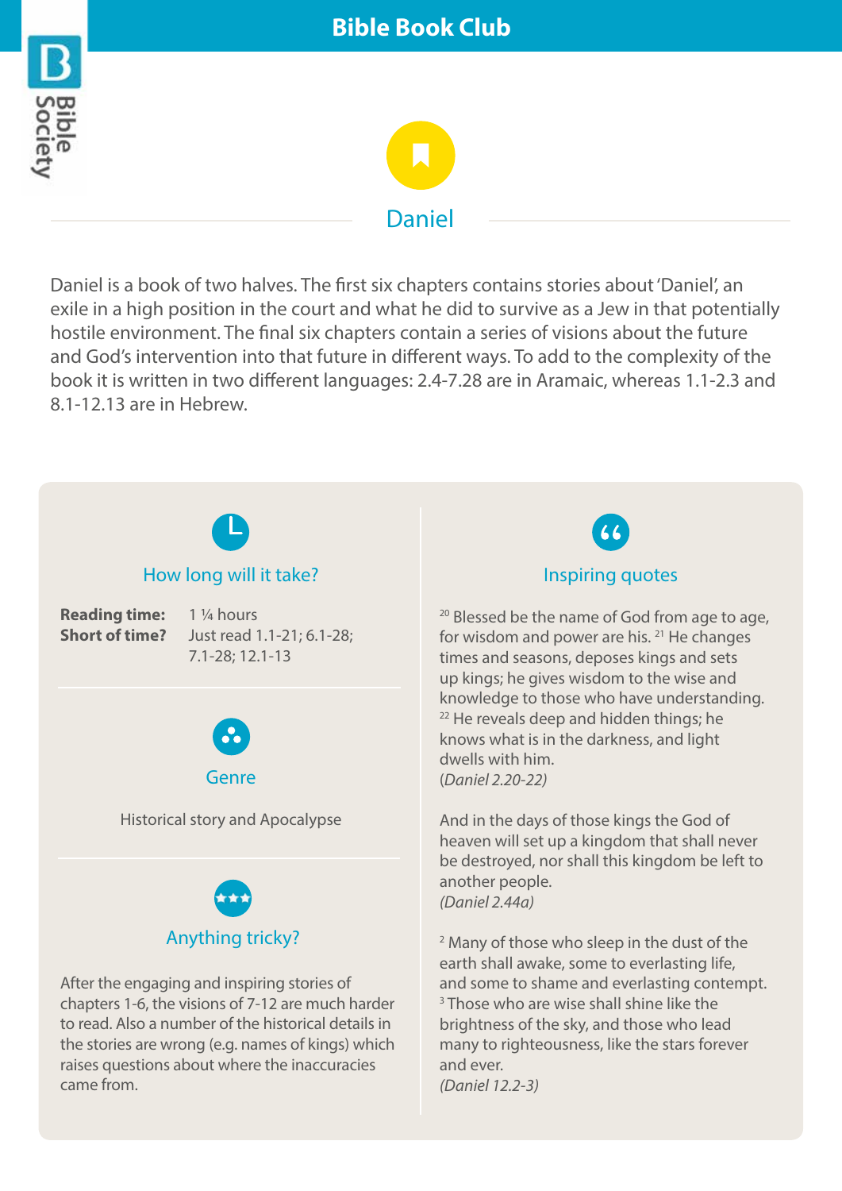# Bible Book Club

## Daniel

Daniel is a book of two halves. The first six chapters contains stories about 'Daniel', an exile in a high position in the court and what he did to survive as a Jew in that potentially hostile environment. The final six chapters contain a series of visions about the future and God's intervention into that future in different ways. To add to the complexity of the book it is written in two different languages: 2.4-7.28 are in Aramaic, whereas 1.1-2.3 and 8.1-12.13 are in Hebrew.

### How long will it take?

**Reading time:** 1 ¼ hours
**Short of time?** Just read 1.1-21; 6.1-28; 7.1-28; 12.1-13

### Genre

Historical story and Apocalypse

### Anything tricky?

After the engaging and inspiring stories of chapters 1-6, the visions of 7-12 are much harder to read. Also a number of the historical details in the stories are wrong (e.g. names of kings) which raises questions about where the inaccuracies came from.

### Inspiring quotes

[20] Blessed be the name of God from age to age, for wisdom and power are his. [21] He changes times and seasons, deposes kings and sets up kings; he gives wisdom to the wise and knowledge to those who have understanding. [22] He reveals deep and hidden things; he knows what is in the darkness, and light dwells with him.
*(Daniel 2.20-22)*

And in the days of those kings the God of heaven will set up a kingdom that shall never be destroyed, nor shall this kingdom be left to another people.
*(Daniel 2.44a)*

[2] Many of those who sleep in the dust of the earth shall awake, some to everlasting life, and some to shame and everlasting contempt. [3] Those who are wise shall shine like the brightness of the sky, and those who lead many to righteousness, like the stars forever and ever.
*(Daniel 12.2-3)*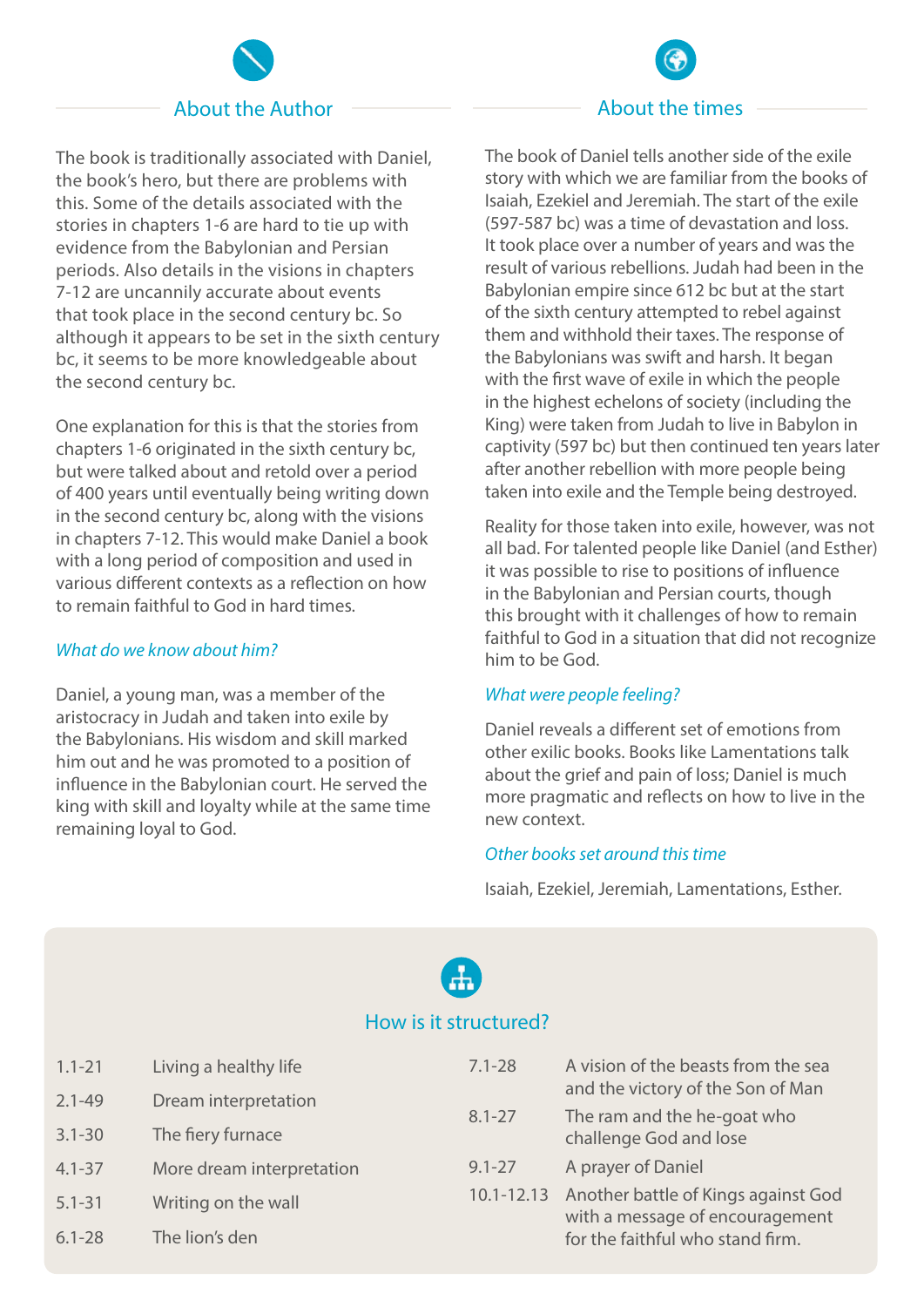## About the Author

The book is traditionally associated with Daniel, the book's hero, but there are problems with this. Some of the details associated with the stories in chapters 1-6 are hard to tie up with evidence from the Babylonian and Persian periods. Also details in the visions in chapters 7-12 are uncannily accurate about events that took place in the second century bc. So although it appears to be set in the sixth century bc, it seems to be more knowledgeable about the second century bc.

One explanation for this is that the stories from chapters 1-6 originated in the sixth century bc, but were talked about and retold over a period of 400 years until eventually being writing down in the second century bc, along with the visions in chapters 7-12. This would make Daniel a book with a long period of composition and used in various different contexts as a reflection on how to remain faithful to God in hard times.

### *What do we know about him?*

Daniel, a young man, was a member of the aristocracy in Judah and taken into exile by the Babylonians. His wisdom and skill marked him out and he was promoted to a position of influence in the Babylonian court. He served the king with skill and loyalty while at the same time remaining loyal to God.

## About the times

The book of Daniel tells another side of the exile story with which we are familiar from the books of Isaiah, Ezekiel and Jeremiah. The start of the exile (597-587 bc) was a time of devastation and loss. It took place over a number of years and was the result of various rebellions. Judah had been in the Babylonian empire since 612 bc but at the start of the sixth century attempted to rebel against them and withhold their taxes. The response of the Babylonians was swift and harsh. It began with the first wave of exile in which the people in the highest echelons of society (including the King) were taken from Judah to live in Babylon in captivity (597 bc) but then continued ten years later after another rebellion with more people being taken into exile and the Temple being destroyed.

Reality for those taken into exile, however, was not all bad. For talented people like Daniel (and Esther) it was possible to rise to positions of influence in the Babylonian and Persian courts, though this brought with it challenges of how to remain faithful to God in a situation that did not recognize him to be God.

### *What were people feeling?*

Daniel reveals a different set of emotions from other exilic books. Books like Lamentations talk about the grief and pain of loss; Daniel is much more pragmatic and reflects on how to live in the new context.

### *Other books set around this time*

Isaiah, Ezekiel, Jeremiah, Lamentations, Esther.

## How is it structured?

| | |
|---|---|
| 1.1-21 | Living a healthy life |
| 2.1-49 | Dream interpretation |
| 3.1-30 | The fiery furnace |
| 4.1-37 | More dream interpretation |
| 5.1-31 | Writing on the wall |
| 6.1-28 | The lion's den |
| 7.1-28 | A vision of the beasts from the sea and the victory of the Son of Man |
| 8.1-27 | The ram and the he-goat who challenge God and lose |
| 9.1-27 | A prayer of Daniel |
| 10.1-12.13 | Another battle of Kings against God with a message of encouragement for the faithful who stand firm. |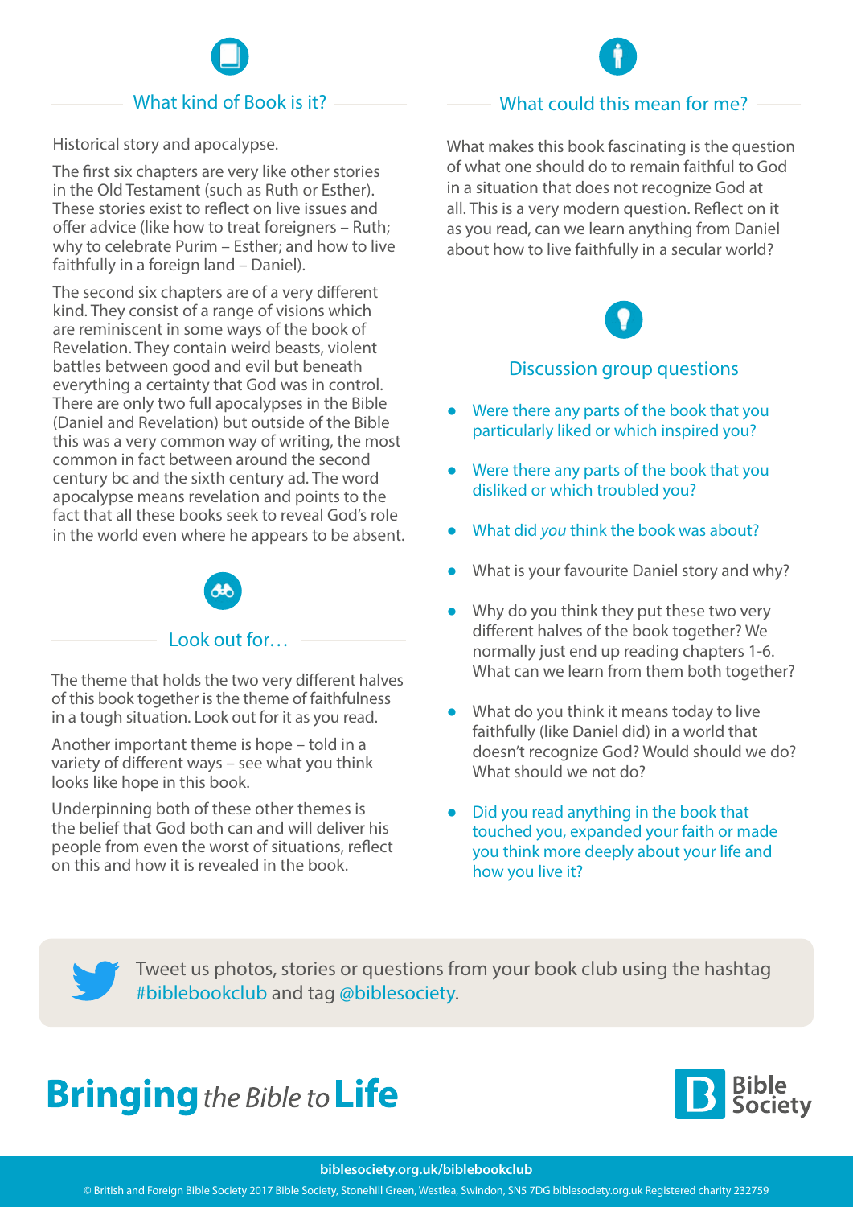## What kind of Book is it?

Historical story and apocalypse.

The first six chapters are very like other stories in the Old Testament (such as Ruth or Esther). These stories exist to reflect on live issues and offer advice (like how to treat foreigners – Ruth; why to celebrate Purim – Esther; and how to live faithfully in a foreign land – Daniel).

The second six chapters are of a very different kind. They consist of a range of visions which are reminiscent in some ways of the book of Revelation. They contain weird beasts, violent battles between good and evil but beneath everything a certainty that God was in control. There are only two full apocalypses in the Bible (Daniel and Revelation) but outside of the Bible this was a very common way of writing, the most common in fact between around the second century bc and the sixth century ad. The word apocalypse means revelation and points to the fact that all these books seek to reveal God's role in the world even where he appears to be absent.

## Look out for…

The theme that holds the two very different halves of this book together is the theme of faithfulness in a tough situation. Look out for it as you read.

Another important theme is hope – told in a variety of different ways – see what you think looks like hope in this book.

Underpinning both of these other themes is the belief that God both can and will deliver his people from even the worst of situations, reflect on this and how it is revealed in the book.

## What could this mean for me?

What makes this book fascinating is the question of what one should do to remain faithful to God in a situation that does not recognize God at all. This is a very modern question. Reflect on it as you read, can we learn anything from Daniel about how to live faithfully in a secular world?

## Discussion group questions

- Were there any parts of the book that you particularly liked or which inspired you?
- Were there any parts of the book that you disliked or which troubled you?
- What did *you* think the book was about?
- What is your favourite Daniel story and why?
- Why do you think they put these two very different halves of the book together? We normally just end up reading chapters 1-6. What can we learn from them both together?
- What do you think it means today to live faithfully (like Daniel did) in a world that doesn't recognize God? Would should we do? What should we not do?
- Did you read anything in the book that touched you, expanded your faith or made you think more deeply about your life and how you live it?

Tweet us photos, stories or questions from your book club using the hashtag #biblebookclub and tag @biblesociety.

**Bringing** *the Bible to* **Life**

Bible Society

biblesociety.org.uk/biblebookclub

© British and Foreign Bible Society 2017 Bible Society, Stonehill Green, Westlea, Swindon, SN5 7DG biblesociety.org.uk Registered charity 232759